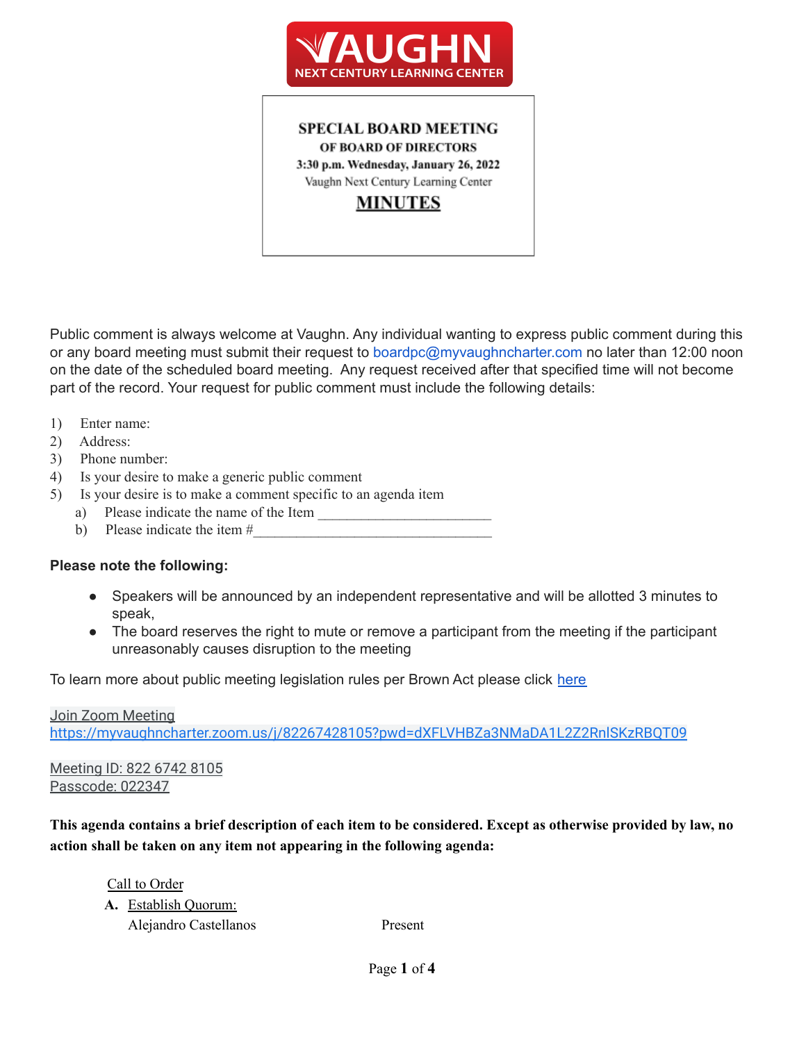**VAUGHN**
**NEXT CENTURY LEARNING CENTER**

**SPECIAL BOARD MEETING**
**OF BOARD OF DIRECTORS**
**3:30 p.m. Wednesday, January 26, 2022**
Vaughn Next Century Learning Center
**MINUTES**

Public comment is always welcome at Vaughn. Any individual wanting to express public comment during this or any board meeting must submit their request to boardpc@myvaughncharter.com no later than 12:00 noon on the date of the scheduled board meeting. Any request received after that specified time will not become part of the record. Your request for public comment must include the following details:

1) Enter name:
2) Address:
3) Phone number:
4) Is your desire to make a generic public comment
5) Is your desire is to make a comment specific to an agenda item
   a) Please indicate the name of the Item ________________________
   b) Please indicate the item #_________________________________

**Please note the following:**

- Speakers will be announced by an independent representative and will be allotted 3 minutes to speak,
- The board reserves the right to mute or remove a participant from the meeting if the participant unreasonably causes disruption to the meeting

To learn more about public meeting legislation rules per Brown Act please click here

Join Zoom Meeting
https://myvaughncharter.zoom.us/j/82267428105?pwd=dXFLVHBZa3NMaDA1L2Z2RnlSKzRBQT09

Meeting ID: 822 6742 8105
Passcode: 022347

**This agenda contains a brief description of each item to be considered. Except as otherwise provided by law, no action shall be taken on any item not appearing in the following agenda:**

Call to Order

**A.** Establish Quorum:

Alejandro Castellanos Present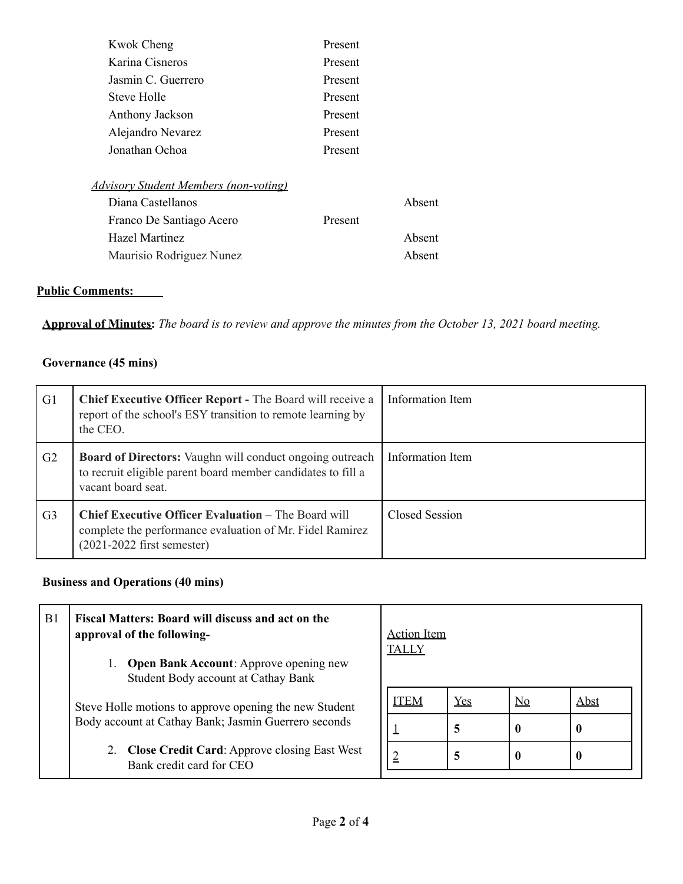| | | |
|---|---|---|
| Kwok Cheng | Present | |
| Karina Cisneros | Present | |
| Jasmin C. Guerrero | Present | |
| Steve Holle | Present | |
| Anthony Jackson | Present | |
| Alejandro Nevarez | Present | |
| Jonathan Ochoa | Present | |

*Advisory Student Members (non-voting)*

| | | |
|---|---|---|
| Diana Castellanos | | Absent |
| Franco De Santiago Acero | Present | |
| Hazel Martinez | | Absent |
| Maurisio Rodriguez Nunez | | Absent |

**Public Comments:**

**Approval of Minutes:** *The board is to review and approve the minutes from the October 13, 2021 board meeting.*

**Governance (45 mins)**

| | | |
|---|---|---|
| G1 | **Chief Executive Officer Report -** The Board will receive a report of the school's ESY transition to remote learning by the CEO. | Information Item |
| G2 | **Board of Directors:** Vaughn will conduct ongoing outreach to recruit eligible parent board member candidates to fill a vacant board seat. | Information Item |
| G3 | **Chief Executive Officer Evaluation –** The Board will complete the performance evaluation of Mr. Fidel Ramirez (2021-2022 first semester) | Closed Session |

**Business and Operations (40 mins)**

| | | |
|---|---|---|
| B1 | **Fiscal Matters: Board will discuss and act on the approval of the following-**<br><br>1. **Open Bank Account**: Approve opening new Student Body account at Cathay Bank<br><br>Steve Holle motions to approve opening the new Student Body account at Cathay Bank; Jasmin Guerrero seconds<br><br>2. **Close Credit Card**: Approve closing East West Bank credit card for CEO | Action Item<br>TALLY |

| ITEM | Yes | No | Abst |
|---|---|---|---|
| 1 | **5** | **0** | **0** |
| 2 | **5** | **0** | **0** |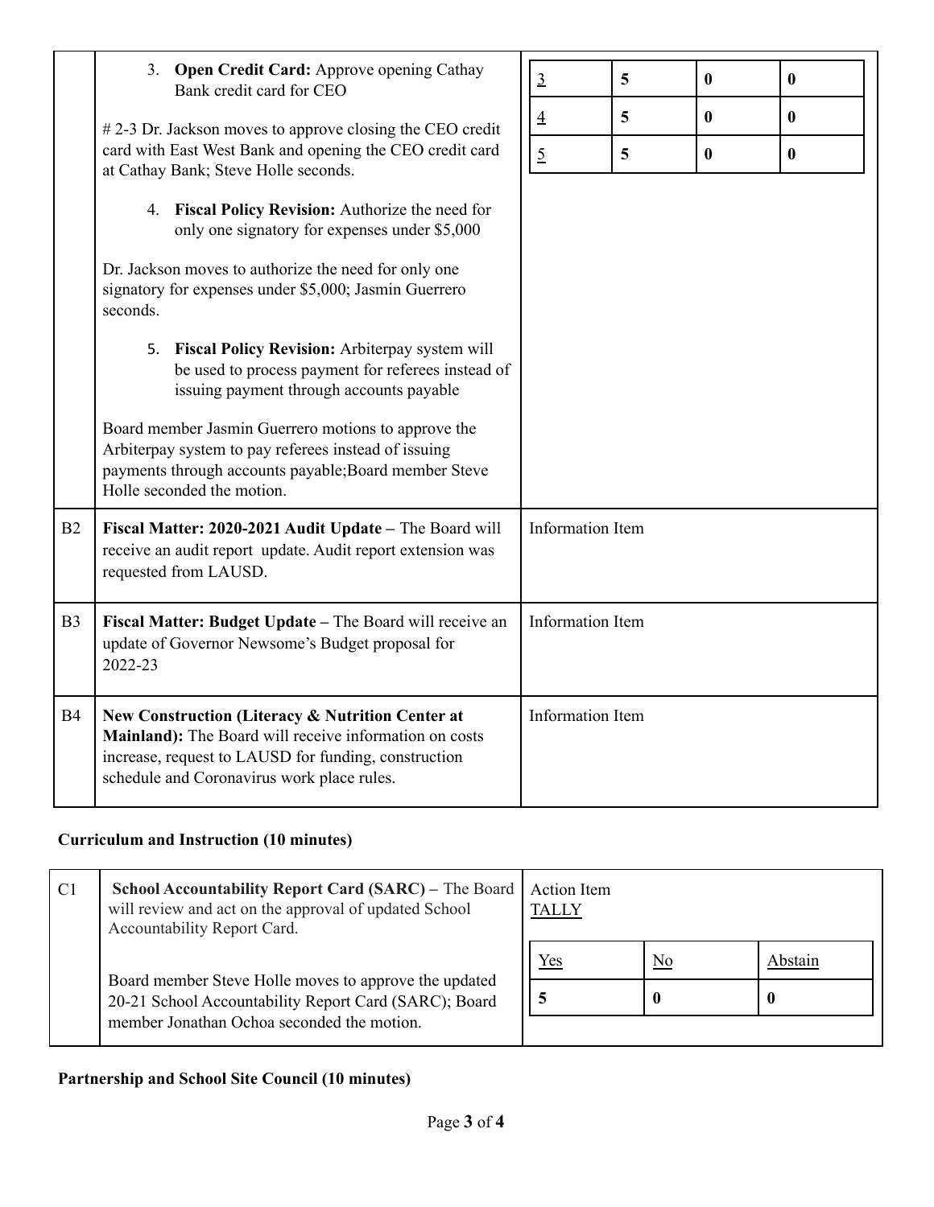| | | |
|---|---|---|
| | 3. **Open Credit Card:** Approve opening Cathay Bank credit card for CEO<br><br># 2-3 Dr. Jackson moves to approve closing the CEO credit card with East West Bank and opening the CEO credit card at Cathay Bank; Steve Holle seconds.<br><br>4. **Fiscal Policy Revision:** Authorize the need for only one signatory for expenses under $5,000<br><br>Dr. Jackson moves to authorize the need for only one signatory for expenses under $5,000; Jasmin Guerrero seconds.<br><br>5. **Fiscal Policy Revision:** Arbiterpay system will be used to process payment for referees instead of issuing payment through accounts payable<br><br>Board member Jasmin Guerrero motions to approve the Arbiterpay system to pay referees instead of issuing payments through accounts payable;Board member Steve Holle seconded the motion. | 3 \| **5** \| **0** \| **0**<br>4 \| **5** \| **0** \| **0**<br>5 \| **5** \| **0** \| **0** |
| B2 | **Fiscal Matter: 2020-2021 Audit Update –** The Board will receive an audit report update. Audit report extension was requested from LAUSD. | Information Item |
| B3 | **Fiscal Matter: Budget Update –** The Board will receive an update of Governor Newsome's Budget proposal for 2022-23 | Information Item |
| B4 | **New Construction (Literacy & Nutrition Center at Mainland):** The Board will receive information on costs increase, request to LAUSD for funding, construction schedule and Coronavirus work place rules. | Information Item |

**Curriculum and Instruction (10 minutes)**

| | | |
|---|---|---|
| C1 | **School Accountability Report Card (SARC) –** The Board will review and act on the approval of updated School Accountability Report Card.<br><br>Board member Steve Holle moves to approve the updated 20-21 School Accountability Report Card (SARC); Board member Jonathan Ochoa seconded the motion. | Action Item<br>TALLY<br><br>Yes \| No \| Abstain<br>**5** \| **0** \| **0** |

**Partnership and School Site Council (10 minutes)**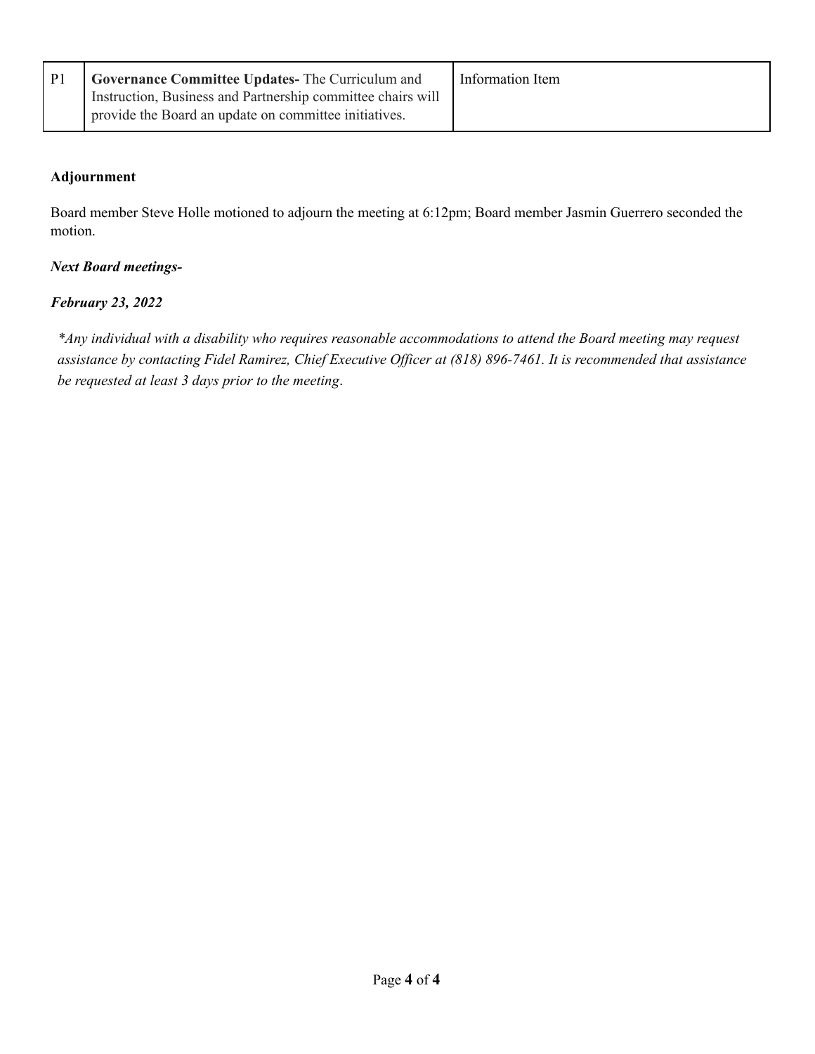| | | |
|---|---|---|
| P1 | **Governance Committee Updates-** The Curriculum and Instruction, Business and Partnership committee chairs will provide the Board an update on committee initiatives. | Information Item |

**Adjournment**

Board member Steve Holle motioned to adjourn the meeting at 6:12pm; Board member Jasmin Guerrero seconded the motion.

***Next Board meetings-***

***February 23, 2022***

*\*Any individual with a disability who requires reasonable accommodations to attend the Board meeting may request assistance by contacting Fidel Ramirez, Chief Executive Officer at (818) 896-7461. It is recommended that assistance be requested at least 3 days prior to the meeting.*